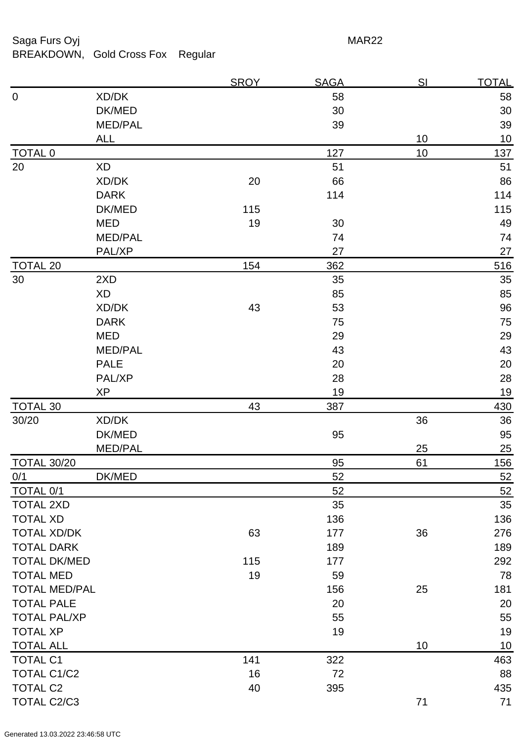Saga Furs Oyj MAR22

BREAKDOWN, Gold Cross Fox Regular

| | | SROY | SAGA | SI | TOTAL |
|---|---|---|---|---|---|
| 0 | XD/DK | | 58 | | 58 |
| | DK/MED | | 30 | | 30 |
| | MED/PAL | | 39 | | 39 |
| | ALL | | | 10 | 10 |
| TOTAL 0 | | | 127 | 10 | 137 |
| 20 | XD | | 51 | | 51 |
| | XD/DK | 20 | 66 | | 86 |
| | DARK | | 114 | | 114 |
| | DK/MED | 115 | | | 115 |
| | MED | 19 | 30 | | 49 |
| | MED/PAL | | 74 | | 74 |
| | PAL/XP | | 27 | | 27 |
| TOTAL 20 | | 154 | 362 | | 516 |
| 30 | 2XD | | 35 | | 35 |
| | XD | | 85 | | 85 |
| | XD/DK | 43 | 53 | | 96 |
| | DARK | | 75 | | 75 |
| | MED | | 29 | | 29 |
| | MED/PAL | | 43 | | 43 |
| | PALE | | 20 | | 20 |
| | PAL/XP | | 28 | | 28 |
| | XP | | 19 | | 19 |
| TOTAL 30 | | 43 | 387 | | 430 |
| 30/20 | XD/DK | | | 36 | 36 |
| | DK/MED | | 95 | | 95 |
| | MED/PAL | | | 25 | 25 |
| TOTAL 30/20 | | | 95 | 61 | 156 |
| 0/1 | DK/MED | | 52 | | 52 |
| TOTAL 0/1 | | | 52 | | 52 |
| TOTAL 2XD | | | 35 | | 35 |
| TOTAL XD | | | 136 | | 136 |
| TOTAL XD/DK | | 63 | 177 | 36 | 276 |
| TOTAL DARK | | | 189 | | 189 |
| TOTAL DK/MED | | 115 | 177 | | 292 |
| TOTAL MED | | 19 | 59 | | 78 |
| TOTAL MED/PAL | | | 156 | 25 | 181 |
| TOTAL PALE | | | 20 | | 20 |
| TOTAL PAL/XP | | | 55 | | 55 |
| TOTAL XP | | | 19 | | 19 |
| TOTAL ALL | | | | 10 | 10 |
| TOTAL C1 | | 141 | 322 | | 463 |
| TOTAL C1/C2 | | 16 | 72 | | 88 |
| TOTAL C2 | | 40 | 395 | | 435 |
| TOTAL C2/C3 | | | | 71 | 71 |

Generated 13.03.2022 23:46:58 UTC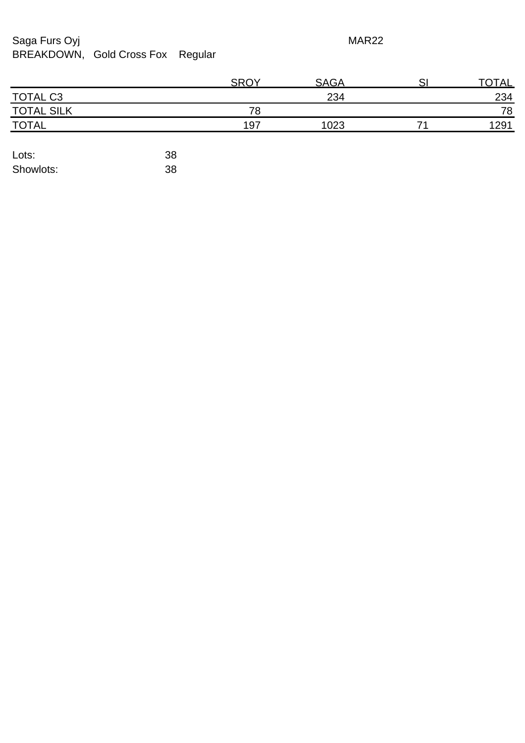Saga Furs Oyj

MAR22

BREAKDOWN, Gold Cross Fox Regular

| | SROY | SAGA | SI | TOTAL |
|---|---|---|---|---|
| TOTAL C3 | | 234 | | 234 |
| TOTAL SILK | 78 | | | 78 |
| TOTAL | 197 | 1023 | 71 | 1291 |

Lots: 38

Showlots: 38